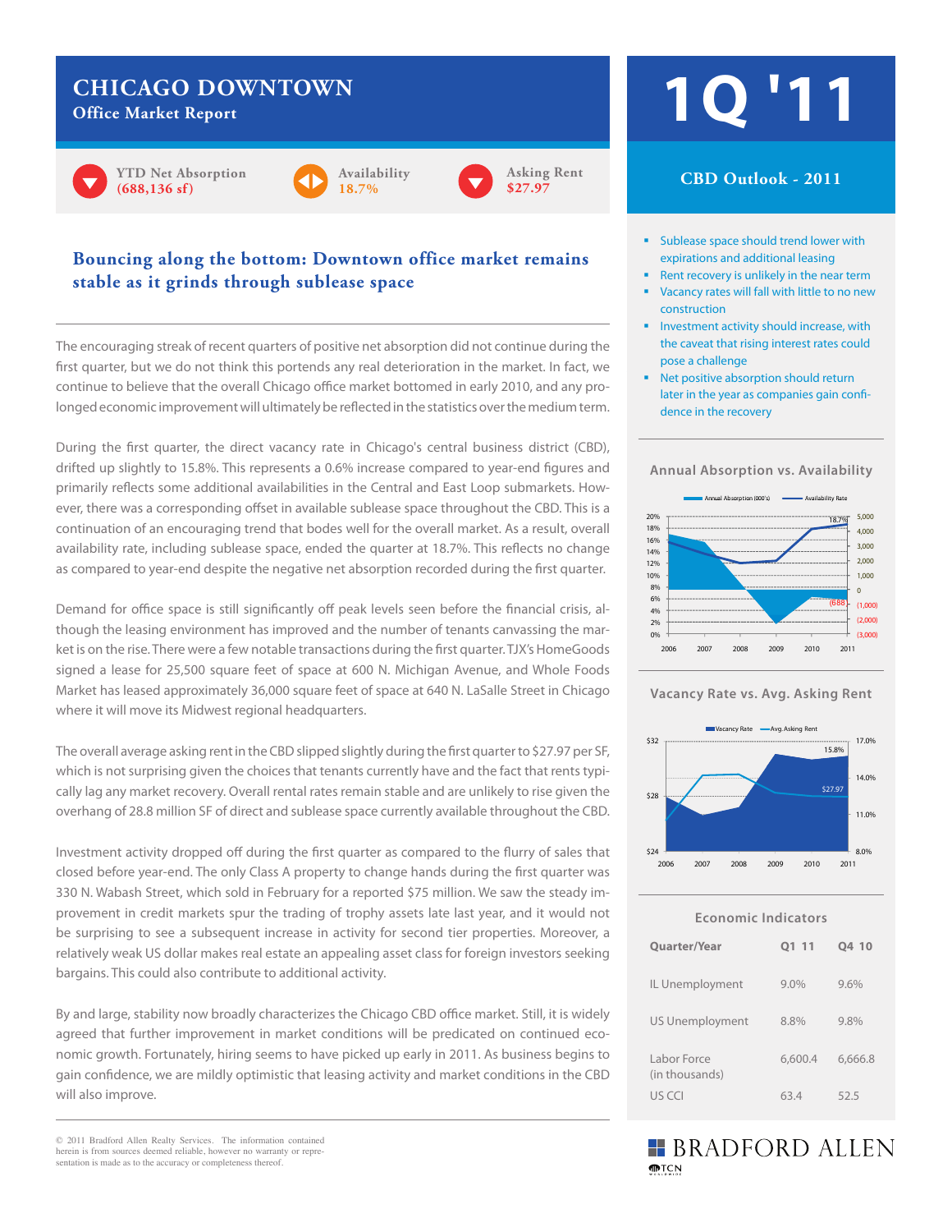# CHICAGO DOWNTOWN

## Office Market Report

# 1Q '11

YTD Net Absorption **(688,136 sf)**

Availability **18.7%**

Asking Rent **$27.97**

## Bouncing along the bottom: Downtown office market remains stable as it grinds through sublease space

The encouraging streak of recent quarters of positive net absorption did not continue during the first quarter, but we do not think this portends any real deterioration in the market. In fact, we continue to believe that the overall Chicago office market bottomed in early 2010, and any prolonged economic improvement will ultimately be reflected in the statistics over the medium term.

During the first quarter, the direct vacancy rate in Chicago's central business district (CBD), drifted up slightly to 15.8%. This represents a 0.6% increase compared to year-end figures and primarily reflects some additional availabilities in the Central and East Loop submarkets. However, there was a corresponding offset in available sublease space throughout the CBD. This is a continuation of an encouraging trend that bodes well for the overall market. As a result, overall availability rate, including sublease space, ended the quarter at 18.7%. This reflects no change as compared to year-end despite the negative net absorption recorded during the first quarter.

Demand for office space is still significantly off peak levels seen before the financial crisis, although the leasing environment has improved and the number of tenants canvassing the market is on the rise. There were a few notable transactions during the first quarter. TJX's HomeGoods signed a lease for 25,500 square feet of space at 600 N. Michigan Avenue, and Whole Foods Market has leased approximately 36,000 square feet of space at 640 N. LaSalle Street in Chicago where it will move its Midwest regional headquarters.

The overall average asking rent in the CBD slipped slightly during the first quarter to $27.97 per SF, which is not surprising given the choices that tenants currently have and the fact that rents typically lag any market recovery. Overall rental rates remain stable and are unlikely to rise given the overhang of 28.8 million SF of direct and sublease space currently available throughout the CBD.

Investment activity dropped off during the first quarter as compared to the flurry of sales that closed before year-end. The only Class A property to change hands during the first quarter was 330 N. Wabash Street, which sold in February for a reported $75 million. We saw the steady improvement in credit markets spur the trading of trophy assets late last year, and it would not be surprising to see a subsequent increase in activity for second tier properties. Moreover, a relatively weak US dollar makes real estate an appealing asset class for foreign investors seeking bargains. This could also contribute to additional activity.

By and large, stability now broadly characterizes the Chicago CBD office market. Still, it is widely agreed that further improvement in market conditions will be predicated on continued economic growth. Fortunately, hiring seems to have picked up early in 2011. As business begins to gain confidence, we are mildly optimistic that leasing activity and market conditions in the CBD will also improve.

© 2011 Bradford Allen Realty Services. The information contained herein is from sources deemed reliable, however no warranty or representation is made as to the accuracy or completeness thereof.

## CBD Outlook - 2011

- Sublease space should trend lower with expirations and additional leasing
- Rent recovery is unlikely in the near term
- Vacancy rates will fall with little to no new construction
- Investment activity should increase, with the caveat that rising interest rates could pose a challenge
- Net positive absorption should return later in the year as companies gain confidence in the recovery

### Annual Absorption vs. Availability

Annual Absorption (000's) — Availability Rate

Labels: 18.7%; (688)

2006 2007 2008 2009 2010 2011

### Vacancy Rate vs. Avg. Asking Rent

Vacancy Rate — Avg. Asking Rent

Labels: 15.8%; $27.97

2006 2007 2008 2009 2010 2011

### Economic Indicators

| Quarter/Year | Q1 11 | Q4 10 |
|---|---|---|
| IL Unemployment | 9.0% | 9.6% |
| US Unemployment | 8.8% | 9.8% |
| Labor Force (in thousands) | 6,600.4 | 6,666.8 |
| US CCI | 63.4 | 52.5 |

BRADFORD ALLEN

TCN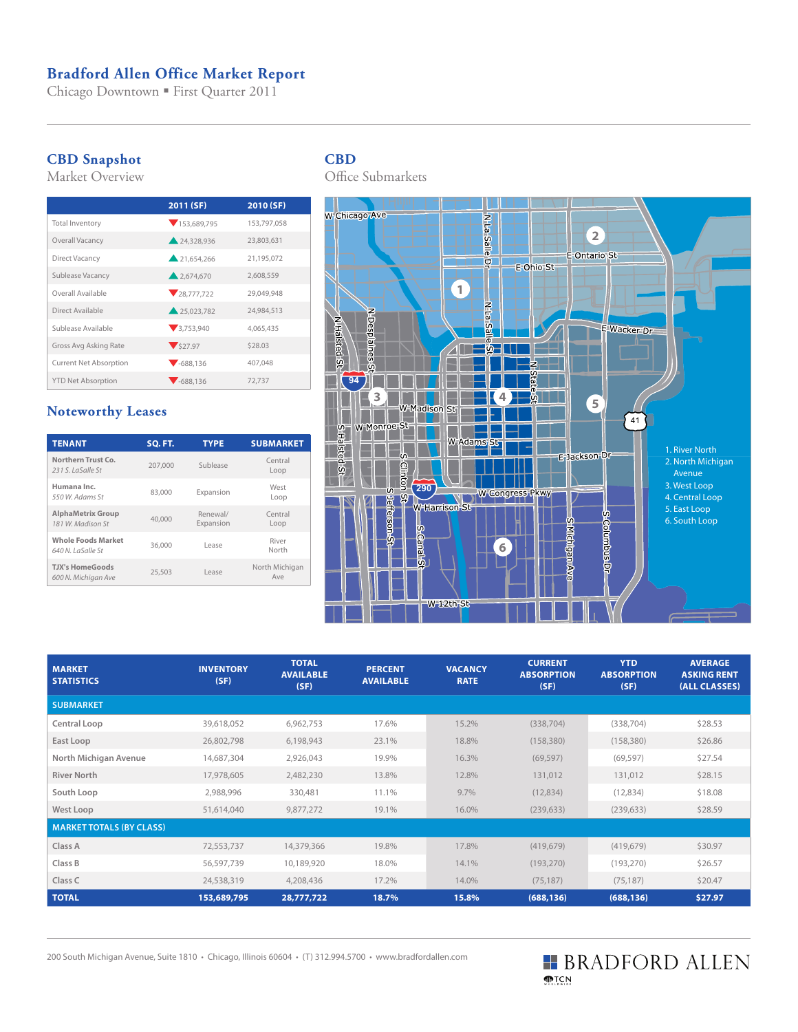# Bradford Allen Office Market Report

Chicago Downtown ▪ First Quarter 2011

## CBD Snapshot

Market Overview

| | 2011 (SF) | 2010 (SF) |
|---|---|---|
| Total Inventory | ▼153,689,795 | 153,797,058 |
| Overall Vacancy | ▲24,328,936 | 23,803,631 |
| Direct Vacancy | ▲21,654,266 | 21,195,072 |
| Sublease Vacancy | ▲2,674,670 | 2,608,559 |
| Overall Available | ▼28,777,722 | 29,049,948 |
| Direct Available | ▲25,023,782 | 24,984,513 |
| Sublease Available | ▼3,753,940 | 4,065,435 |
| Gross Avg Asking Rate | ▼$27.97 | $28.03 |
| Current Net Absorption | ▼-688,136 | 407,048 |
| YTD Net Absorption | ▼-688,136 | 72,737 |

## Noteworthy Leases

| TENANT | SQ. FT. | TYPE | SUBMARKET |
|---|---|---|---|
| **Northern Trust Co.** *231 S. LaSalle St* | 207,000 | Sublease | Central Loop |
| **Humana Inc.** *550 W. Adams St* | 83,000 | Expansion | West Loop |
| **AlphaMetrix Group** *181 W. Madison St* | 40,000 | Renewal/ Expansion | Central Loop |
| **Whole Foods Market** *640 N. LaSalle St* | 36,000 | Lease | River North |
| **TJX's HomeGoods** *600 N. Michigan Ave* | 25,503 | Lease | North Michigan Ave |

## CBD

Office Submarkets

W Chicago Ave
N La Salle Dr
E Ohio St
E Ontario St
E Wacker Dr
N Halsted St
N Desplaines St
N La Salle St
N State St
94
W Madison St
W Monroe St
W Adams St
E Jackson Dr
41
S Halsted St
S Clinton St
S Jefferson St
290
W Harrison St
W Congress Pkwy
S Canal St
S Michigan Ave
S Columbus Dr
W 12th St

1. River North
2. North Michigan Avenue
3. West Loop
4. Central Loop
5. East Loop
6. South Loop

| MARKET STATISTICS | INVENTORY (SF) | TOTAL AVAILABLE (SF) | PERCENT AVAILABLE | VACANCY RATE | CURRENT ABSORPTION (SF) | YTD ABSORPTION (SF) | AVERAGE ASKING RENT (ALL CLASSES) |
|---|---|---|---|---|---|---|---|
| **SUBMARKET** | | | | | | | |
| Central Loop | 39,618,052 | 6,962,753 | 17.6% | 15.2% | (338,704) | (338,704) | $28.53 |
| East Loop | 26,802,798 | 6,198,943 | 23.1% | 18.8% | (158,380) | (158,380) | $26.86 |
| North Michigan Avenue | 14,687,304 | 2,926,043 | 19.9% | 16.3% | (69,597) | (69,597) | $27.54 |
| River North | 17,978,605 | 2,482,230 | 13.8% | 12.8% | 131,012 | 131,012 | $28.15 |
| South Loop | 2,988,996 | 330,481 | 11.1% | 9.7% | (12,834) | (12,834) | $18.08 |
| West Loop | 51,614,040 | 9,877,272 | 19.1% | 16.0% | (239,633) | (239,633) | $28.59 |
| **MARKET TOTALS (BY CLASS)** | | | | | | | |
| Class A | 72,553,737 | 14,379,366 | 19.8% | 17.8% | (419,679) | (419,679) | $30.97 |
| Class B | 56,597,739 | 10,189,920 | 18.0% | 14.1% | (193,270) | (193,270) | $26.57 |
| Class C | 24,538,319 | 4,208,436 | 17.2% | 14.0% | (75,187) | (75,187) | $20.47 |
| **TOTAL** | **153,689,795** | **28,777,722** | **18.7%** | **15.8%** | **(688,136)** | **(688,136)** | **$27.97** |

200 South Michigan Avenue, Suite 1810 • Chicago, Illinois 60604 • (T) 312.994.5700 • www.bradfordallen.com

BRADFORD ALLEN
TCN WORLDWIDE